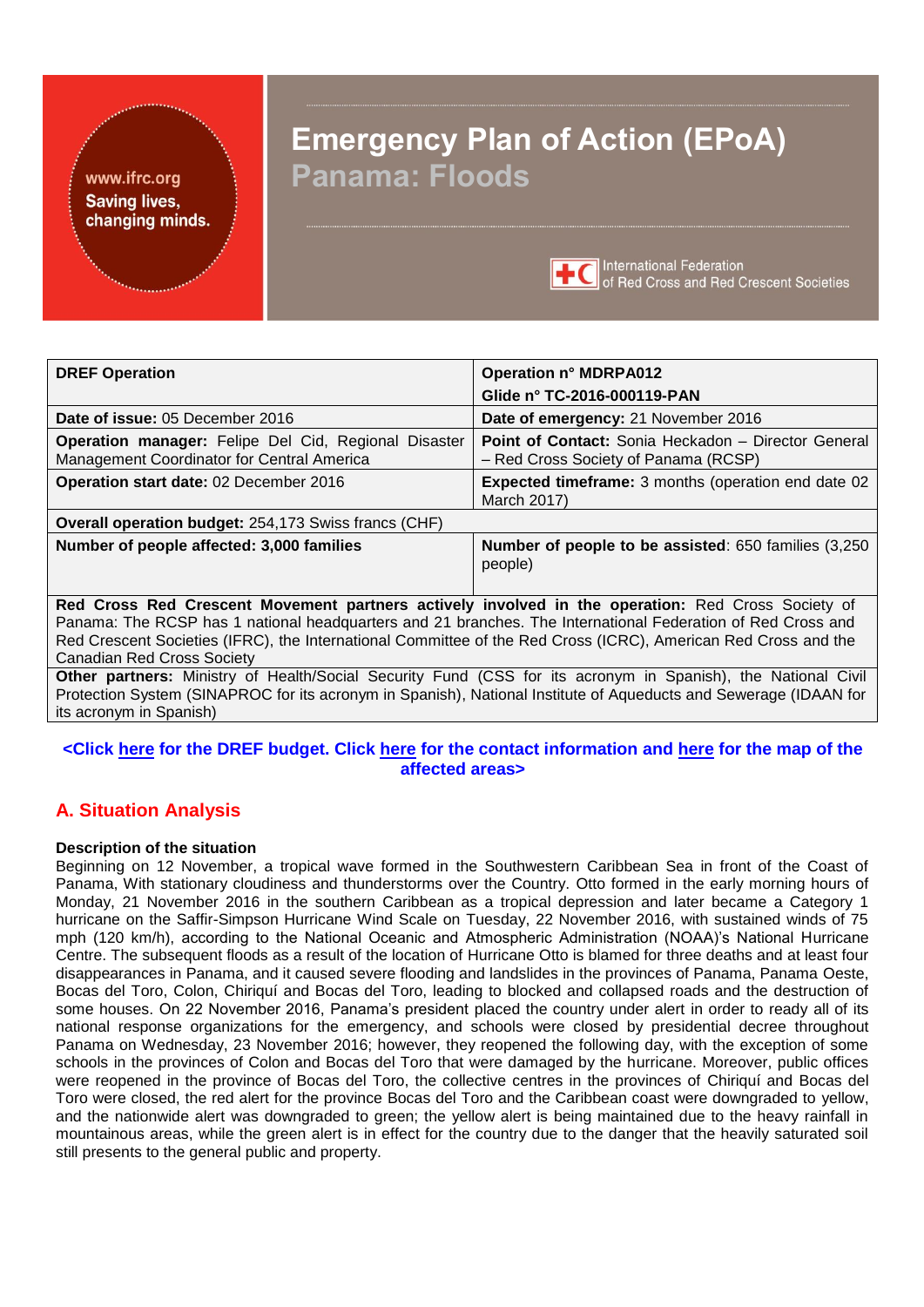www.ifrc.org
Saving lives, changing minds.

# Emergency Plan of Action (EPoA)
## Panama: Floods

International Federation of Red Cross and Red Crescent Societies

| **DREF Operation** | **Operation n° MDRPA012** **Glide n° TC-2016-000119-PAN** |
|---|---|
| **Date of issue:** 05 December 2016 | **Date of emergency:** 21 November 2016 |
| **Operation manager:** Felipe Del Cid, Regional Disaster Management Coordinator for Central America | **Point of Contact:** Sonia Heckadon – Director General – Red Cross Society of Panama (RCSP) |
| **Operation start date:** 02 December 2016 | **Expected timeframe:** 3 months (operation end date 02 March 2017) |
| **Overall operation budget:** 254,173 Swiss francs (CHF) | |
| **Number of people affected: 3,000 families** | **Number of people to be assisted**: 650 families (3,250 people) |
| **Red Cross Red Crescent Movement partners actively involved in the operation:** Red Cross Society of Panama: The RCSP has 1 national headquarters and 21 branches. The International Federation of Red Cross and Red Crescent Societies (IFRC), the International Committee of the Red Cross (ICRC), American Red Cross and the Canadian Red Cross Society | |
| **Other partners:** Ministry of Health/Social Security Fund (CSS for its acronym in Spanish), the National Civil Protection System (SINAPROC for its acronym in Spanish), National Institute of Aqueducts and Sewerage (IDAAN for its acronym in Spanish) | |

**<Click here for the DREF budget. Click here for the contact information and here for the map of the affected areas>**

## A. Situation Analysis

### Description of the situation

Beginning on 12 November, a tropical wave formed in the Southwestern Caribbean Sea in front of the Coast of Panama, With stationary cloudiness and thunderstorms over the Country. Otto formed in the early morning hours of Monday, 21 November 2016 in the southern Caribbean as a tropical depression and later became a Category 1 hurricane on the Saffir-Simpson Hurricane Wind Scale on Tuesday, 22 November 2016, with sustained winds of 75 mph (120 km/h), according to the National Oceanic and Atmospheric Administration (NOAA)'s National Hurricane Centre. The subsequent floods as a result of the location of Hurricane Otto is blamed for three deaths and at least four disappearances in Panama, and it caused severe flooding and landslides in the provinces of Panama, Panama Oeste, Bocas del Toro, Colon, Chiriquí and Bocas del Toro, leading to blocked and collapsed roads and the destruction of some houses. On 22 November 2016, Panama's president placed the country under alert in order to ready all of its national response organizations for the emergency, and schools were closed by presidential decree throughout Panama on Wednesday, 23 November 2016; however, they reopened the following day, with the exception of some schools in the provinces of Colon and Bocas del Toro that were damaged by the hurricane. Moreover, public offices were reopened in the province of Bocas del Toro, the collective centres in the provinces of Chiriquí and Bocas del Toro were closed, the red alert for the province Bocas del Toro and the Caribbean coast were downgraded to yellow, and the nationwide alert was downgraded to green; the yellow alert is being maintained due to the heavy rainfall in mountainous areas, while the green alert is in effect for the country due to the danger that the heavily saturated soil still presents to the general public and property.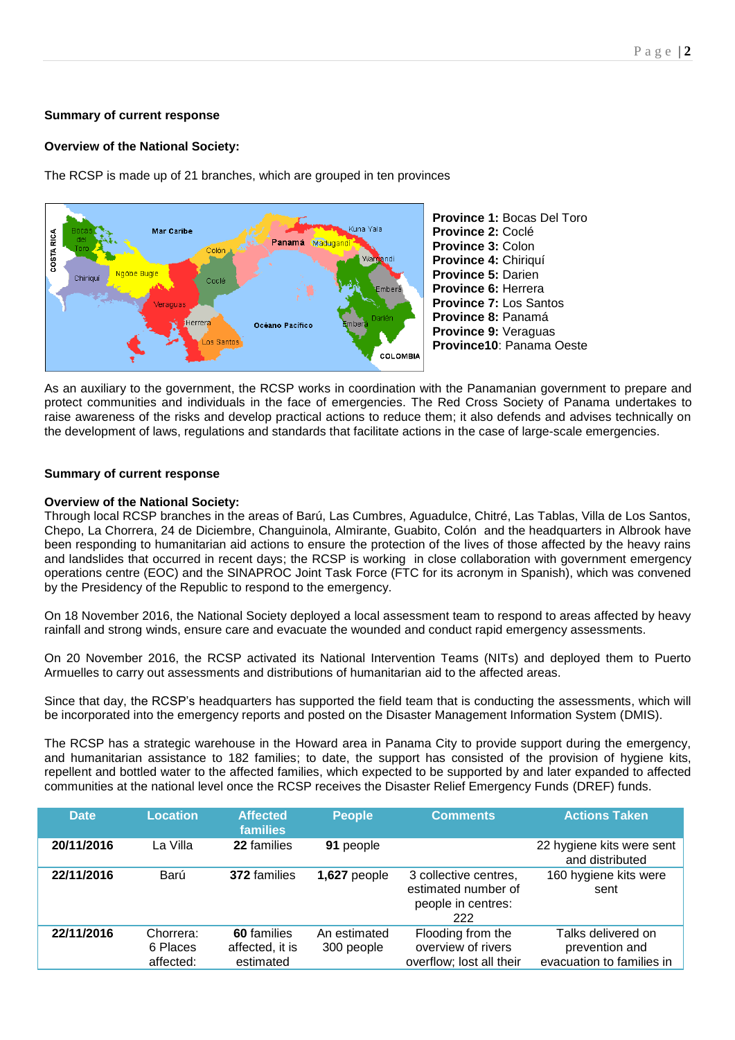**Summary of current response**

**Overview of the National Society:**

The RCSP is made up of 21 branches, which are grouped in ten provinces

**Province 1:** Bocas Del Toro
**Province 2:** Coclé
**Province 3:** Colon
**Province 4:** Chiriquí
**Province 5:** Darien
**Province 6:** Herrera
**Province 7:** Los Santos
**Province 8:** Panamá
**Province 9:** Veraguas
**Province10**: Panama Oeste

As an auxiliary to the government, the RCSP works in coordination with the Panamanian government to prepare and protect communities and individuals in the face of emergencies. The Red Cross Society of Panama undertakes to raise awareness of the risks and develop practical actions to reduce them; it also defends and advises technically on the development of laws, regulations and standards that facilitate actions in the case of large-scale emergencies.

**Summary of current response**

**Overview of the National Society:**
Through local RCSP branches in the areas of Barú, Las Cumbres, Aguadulce, Chitré, Las Tablas, Villa de Los Santos, Chepo, La Chorrera, 24 de Diciembre, Changuinola, Almirante, Guabito, Colón and the headquarters in Albrook have been responding to humanitarian aid actions to ensure the protection of the lives of those affected by the heavy rains and landslides that occurred in recent days; the RCSP is working in close collaboration with government emergency operations centre (EOC) and the SINAPROC Joint Task Force (FTC for its acronym in Spanish), which was convened by the Presidency of the Republic to respond to the emergency.

On 18 November 2016, the National Society deployed a local assessment team to respond to areas affected by heavy rainfall and strong winds, ensure care and evacuate the wounded and conduct rapid emergency assessments.

On 20 November 2016, the RCSP activated its National Intervention Teams (NITs) and deployed them to Puerto Armuelles to carry out assessments and distributions of humanitarian aid to the affected areas.

Since that day, the RCSP's headquarters has supported the field team that is conducting the assessments, which will be incorporated into the emergency reports and posted on the Disaster Management Information System (DMIS).

The RCSP has a strategic warehouse in the Howard area in Panama City to provide support during the emergency, and humanitarian assistance to 182 families; to date, the support has consisted of the provision of hygiene kits, repellent and bottled water to the affected families, which expected to be supported by and later expanded to affected communities at the national level once the RCSP receives the Disaster Relief Emergency Funds (DREF) funds.

| Date | Location | Affected families | People | Comments | Actions Taken |
|---|---|---|---|---|---|
| **20/11/2016** | La Villa | **22** families | **91** people | | 22 hygiene kits were sent and distributed |
| **22/11/2016** | Barú | **372** families | **1,627** people | 3 collective centres, estimated number of people in centres: 222 | 160 hygiene kits were sent |
| **22/11/2016** | Chorrera: 6 Places affected: | **60** families affected, it is estimated | An estimated 300 people | Flooding from the overview of rivers overflow; lost all their | Talks delivered on prevention and evacuation to families in |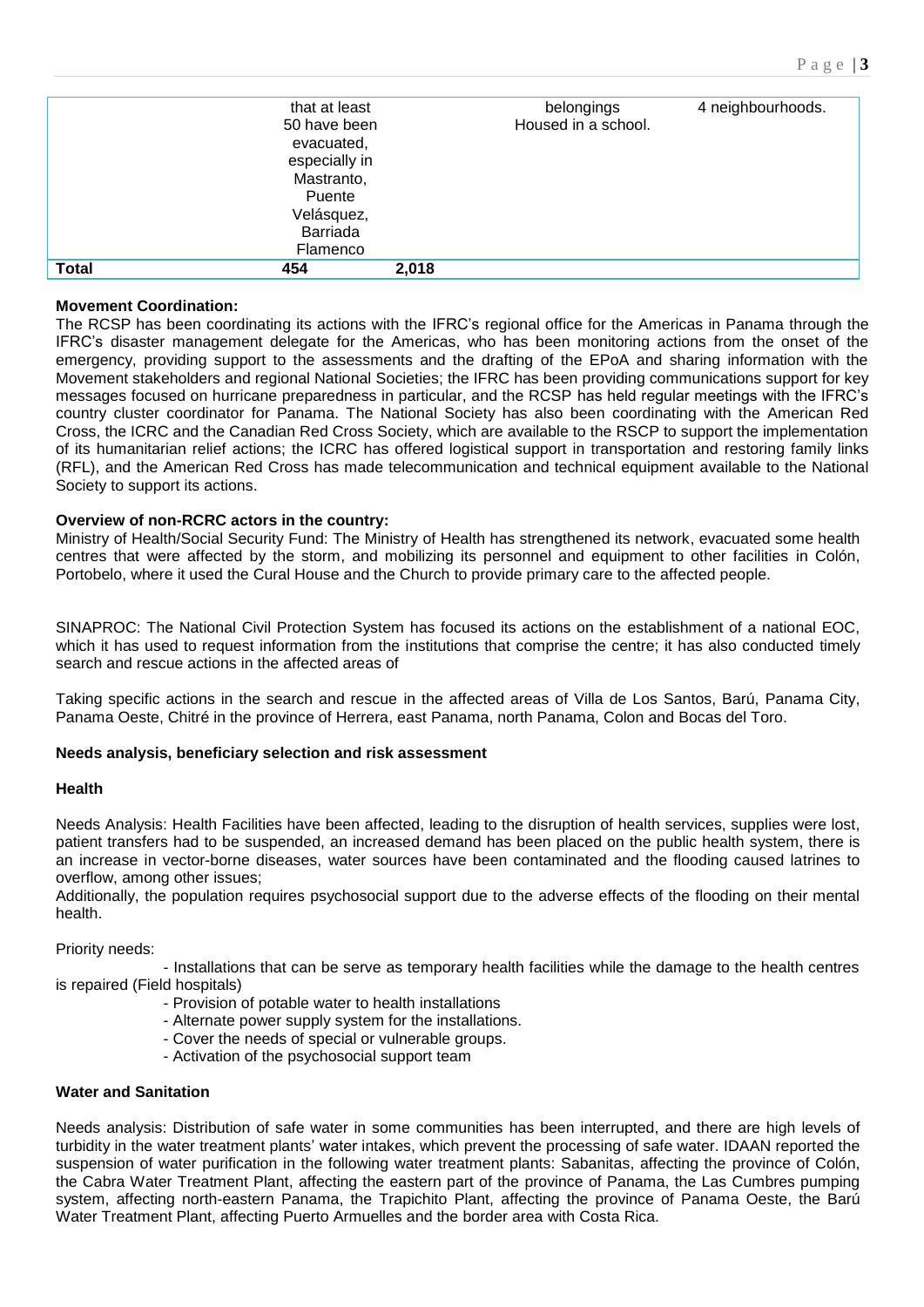| | | | | |
|---|---|---|---|---|
| | that at least 50 have been evacuated, especially in Mastranto, Puente Velásquez, Barriada Flamenco | | belongings Housed in a school. | 4 neighbourhoods. |
| **Total** | 454 | 2,018 | | |

**Movement Coordination:**

The RCSP has been coordinating its actions with the IFRC's regional office for the Americas in Panama through the IFRC's disaster management delegate for the Americas, who has been monitoring actions from the onset of the emergency, providing support to the assessments and the drafting of the EPoA and sharing information with the Movement stakeholders and regional National Societies; the IFRC has been providing communications support for key messages focused on hurricane preparedness in particular, and the RCSP has held regular meetings with the IFRC's country cluster coordinator for Panama. The National Society has also been coordinating with the American Red Cross, the ICRC and the Canadian Red Cross Society, which are available to the RSCP to support the implementation of its humanitarian relief actions; the ICRC has offered logistical support in transportation and restoring family links (RFL), and the American Red Cross has made telecommunication and technical equipment available to the National Society to support its actions.

**Overview of non-RCRC actors in the country:**

Ministry of Health/Social Security Fund: The Ministry of Health has strengthened its network, evacuated some health centres that were affected by the storm, and mobilizing its personnel and equipment to other facilities in Colón, Portobelo, where it used the Cural House and the Church to provide primary care to the affected people.

SINAPROC: The National Civil Protection System has focused its actions on the establishment of a national EOC, which it has used to request information from the institutions that comprise the centre; it has also conducted timely search and rescue actions in the affected areas of

Taking specific actions in the search and rescue in the affected areas of Villa de Los Santos, Barú, Panama City, Panama Oeste, Chitré in the province of Herrera, east Panama, north Panama, Colon and Bocas del Toro.

**Needs analysis, beneficiary selection and risk assessment**

**Health**

Needs Analysis: Health Facilities have been affected, leading to the disruption of health services, supplies were lost, patient transfers had to be suspended, an increased demand has been placed on the public health system, there is an increase in vector-borne diseases, water sources have been contaminated and the flooding caused latrines to overflow, among other issues;

Additionally, the population requires psychosocial support due to the adverse effects of the flooding on their mental health.

Priority needs:

- Installations that can be serve as temporary health facilities while the damage to the health centres is repaired (Field hospitals)
- Provision of potable water to health installations
- Alternate power supply system for the installations.
- Cover the needs of special or vulnerable groups.
- Activation of the psychosocial support team

**Water and Sanitation**

Needs analysis: Distribution of safe water in some communities has been interrupted, and there are high levels of turbidity in the water treatment plants' water intakes, which prevent the processing of safe water. IDAAN reported the suspension of water purification in the following water treatment plants: Sabanitas, affecting the province of Colón, the Cabra Water Treatment Plant, affecting the eastern part of the province of Panama, the Las Cumbres pumping system, affecting north-eastern Panama, the Trapichito Plant, affecting the province of Panama Oeste, the Barú Water Treatment Plant, affecting Puerto Armuelles and the border area with Costa Rica.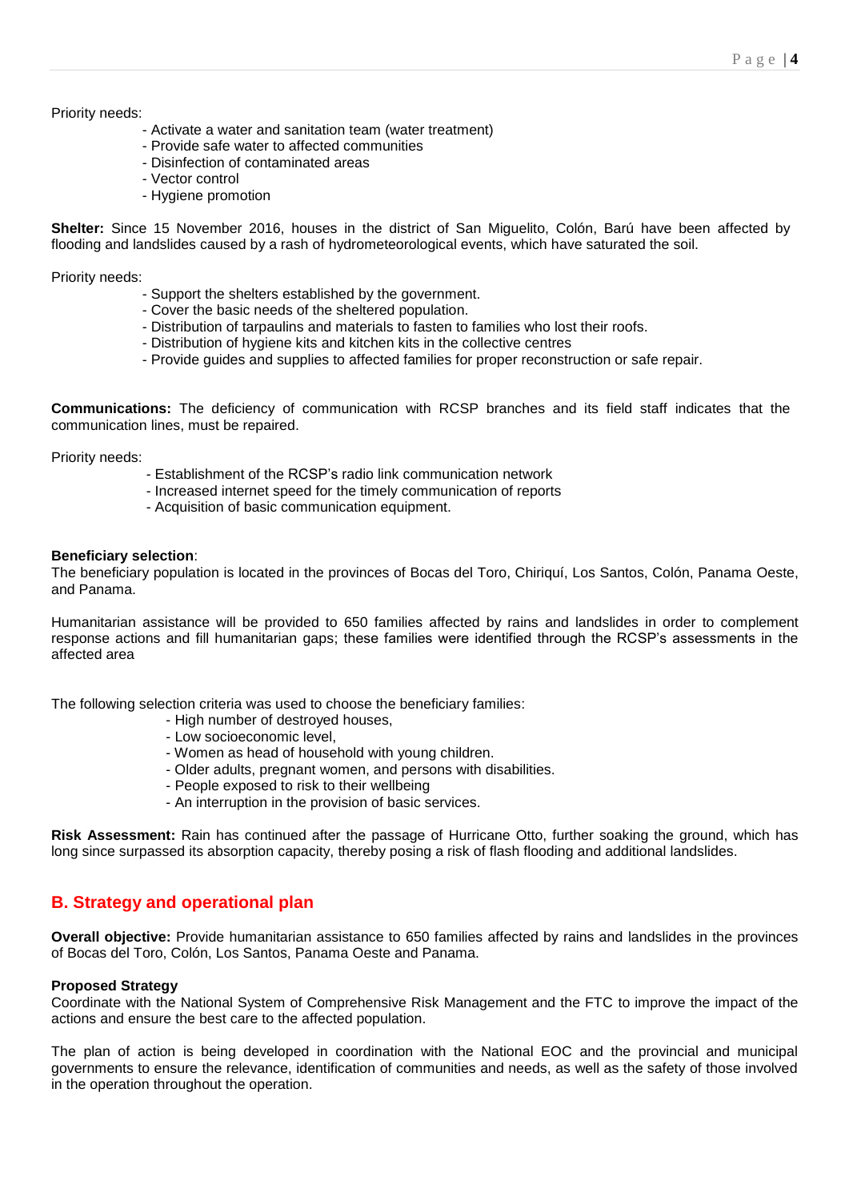Priority needs:

- Activate a water and sanitation team (water treatment)
- Provide safe water to affected communities
- Disinfection of contaminated areas
- Vector control
- Hygiene promotion

**Shelter:** Since 15 November 2016, houses in the district of San Miguelito, Colón, Barú have been affected by flooding and landslides caused by a rash of hydrometeorological events, which have saturated the soil.

Priority needs:

- Support the shelters established by the government.
- Cover the basic needs of the sheltered population.
- Distribution of tarpaulins and materials to fasten to families who lost their roofs.
- Distribution of hygiene kits and kitchen kits in the collective centres
- Provide guides and supplies to affected families for proper reconstruction or safe repair.

**Communications:** The deficiency of communication with RCSP branches and its field staff indicates that the communication lines, must be repaired.

Priority needs:

- Establishment of the RCSP's radio link communication network
- Increased internet speed for the timely communication of reports
- Acquisition of basic communication equipment.

**Beneficiary selection**:
The beneficiary population is located in the provinces of Bocas del Toro, Chiriquí, Los Santos, Colón, Panama Oeste, and Panama.

Humanitarian assistance will be provided to 650 families affected by rains and landslides in order to complement response actions and fill humanitarian gaps; these families were identified through the RCSP's assessments in the affected area

The following selection criteria was used to choose the beneficiary families:

- High number of destroyed houses,
- Low socioeconomic level,
- Women as head of household with young children.
- Older adults, pregnant women, and persons with disabilities.
- People exposed to risk to their wellbeing
- An interruption in the provision of basic services.

**Risk Assessment:** Rain has continued after the passage of Hurricane Otto, further soaking the ground, which has long since surpassed its absorption capacity, thereby posing a risk of flash flooding and additional landslides.

## B. Strategy and operational plan

**Overall objective:** Provide humanitarian assistance to 650 families affected by rains and landslides in the provinces of Bocas del Toro, Colón, Los Santos, Panama Oeste and Panama.

**Proposed Strategy**
Coordinate with the National System of Comprehensive Risk Management and the FTC to improve the impact of the actions and ensure the best care to the affected population.

The plan of action is being developed in coordination with the National EOC and the provincial and municipal governments to ensure the relevance, identification of communities and needs, as well as the safety of those involved in the operation throughout the operation.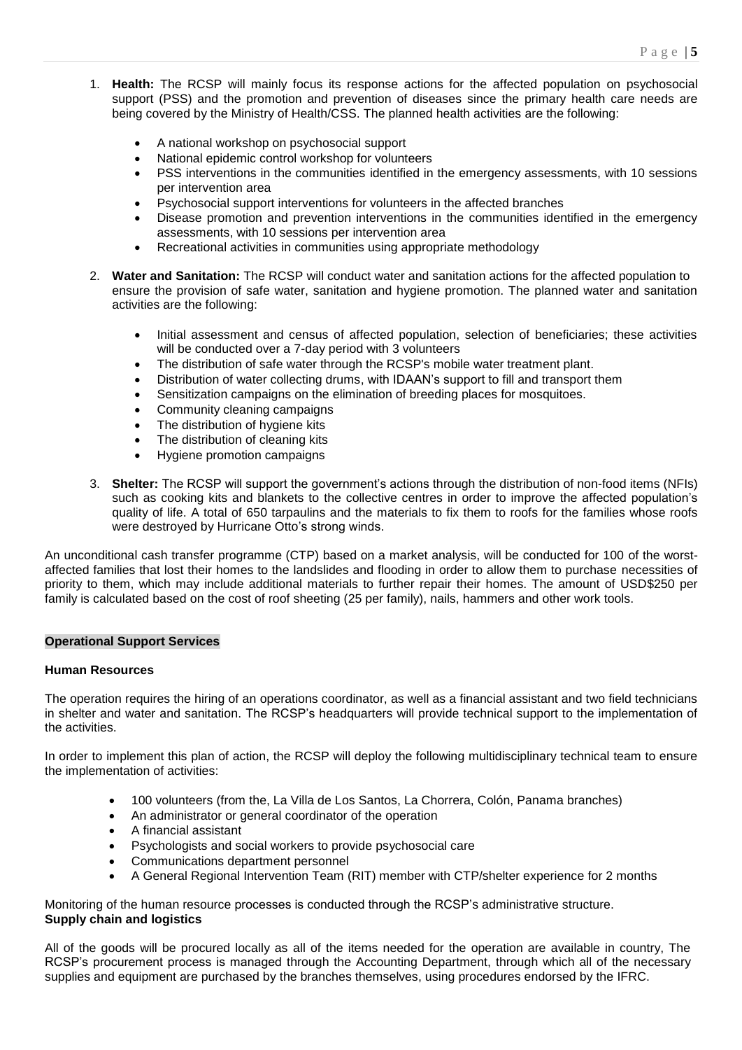1. **Health:** The RCSP will mainly focus its response actions for the affected population on psychosocial support (PSS) and the promotion and prevention of diseases since the primary health care needs are being covered by the Ministry of Health/CSS. The planned health activities are the following:

    - A national workshop on psychosocial support
    - National epidemic control workshop for volunteers
    - PSS interventions in the communities identified in the emergency assessments, with 10 sessions per intervention area
    - Psychosocial support interventions for volunteers in the affected branches
    - Disease promotion and prevention interventions in the communities identified in the emergency assessments, with 10 sessions per intervention area
    - Recreational activities in communities using appropriate methodology

2. **Water and Sanitation:** The RCSP will conduct water and sanitation actions for the affected population to ensure the provision of safe water, sanitation and hygiene promotion. The planned water and sanitation activities are the following:

    - Initial assessment and census of affected population, selection of beneficiaries; these activities will be conducted over a 7-day period with 3 volunteers
    - The distribution of safe water through the RCSP's mobile water treatment plant.
    - Distribution of water collecting drums, with IDAAN's support to fill and transport them
    - Sensitization campaigns on the elimination of breeding places for mosquitoes.
    - Community cleaning campaigns
    - The distribution of hygiene kits
    - The distribution of cleaning kits
    - Hygiene promotion campaigns

3. **Shelter:** The RCSP will support the government's actions through the distribution of non-food items (NFIs) such as cooking kits and blankets to the collective centres in order to improve the affected population's quality of life. A total of 650 tarpaulins and the materials to fix them to roofs for the families whose roofs were destroyed by Hurricane Otto's strong winds.

An unconditional cash transfer programme (CTP) based on a market analysis, will be conducted for 100 of the worst-affected families that lost their homes to the landslides and flooding in order to allow them to purchase necessities of priority to them, which may include additional materials to further repair their homes. The amount of USD$250 per family is calculated based on the cost of roof sheeting (25 per family), nails, hammers and other work tools.

**Operational Support Services**

**Human Resources**

The operation requires the hiring of an operations coordinator, as well as a financial assistant and two field technicians in shelter and water and sanitation. The RCSP's headquarters will provide technical support to the implementation of the activities.

In order to implement this plan of action, the RCSP will deploy the following multidisciplinary technical team to ensure the implementation of activities:

- 100 volunteers (from the, La Villa de Los Santos, La Chorrera, Colón, Panama branches)
- An administrator or general coordinator of the operation
- A financial assistant
- Psychologists and social workers to provide psychosocial care
- Communications department personnel
- A General Regional Intervention Team (RIT) member with CTP/shelter experience for 2 months

Monitoring of the human resource processes is conducted through the RCSP's administrative structure.

**Supply chain and logistics**

All of the goods will be procured locally as all of the items needed for the operation are available in country, The RCSP's procurement process is managed through the Accounting Department, through which all of the necessary supplies and equipment are purchased by the branches themselves, using procedures endorsed by the IFRC.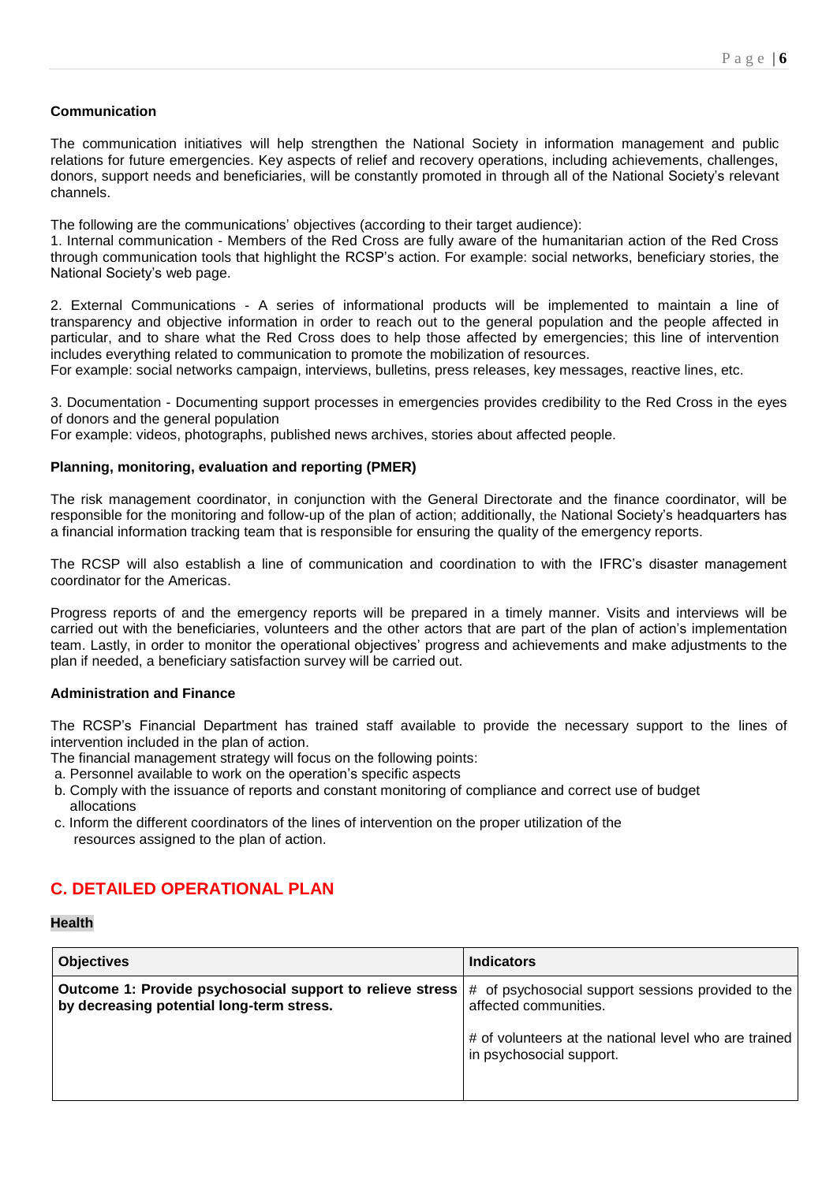**Communication**

The communication initiatives will help strengthen the National Society in information management and public relations for future emergencies. Key aspects of relief and recovery operations, including achievements, challenges, donors, support needs and beneficiaries, will be constantly promoted in through all of the National Society's relevant channels.

The following are the communications' objectives (according to their target audience):
1. Internal communication - Members of the Red Cross are fully aware of the humanitarian action of the Red Cross through communication tools that highlight the RCSP's action. For example: social networks, beneficiary stories, the National Society's web page.

2. External Communications - A series of informational products will be implemented to maintain a line of transparency and objective information in order to reach out to the general population and the people affected in particular, and to share what the Red Cross does to help those affected by emergencies; this line of intervention includes everything related to communication to promote the mobilization of resources.
For example: social networks campaign, interviews, bulletins, press releases, key messages, reactive lines, etc.

3. Documentation - Documenting support processes in emergencies provides credibility to the Red Cross in the eyes of donors and the general population
For example: videos, photographs, published news archives, stories about affected people.

**Planning, monitoring, evaluation and reporting (PMER)**

The risk management coordinator, in conjunction with the General Directorate and the finance coordinator, will be responsible for the monitoring and follow-up of the plan of action; additionally, the National Society's headquarters has a financial information tracking team that is responsible for ensuring the quality of the emergency reports.

The RCSP will also establish a line of communication and coordination to with the IFRC's disaster management coordinator for the Americas.

Progress reports of and the emergency reports will be prepared in a timely manner. Visits and interviews will be carried out with the beneficiaries, volunteers and the other actors that are part of the plan of action's implementation team. Lastly, in order to monitor the operational objectives' progress and achievements and make adjustments to the plan if needed, a beneficiary satisfaction survey will be carried out.

**Administration and Finance**

The RCSP's Financial Department has trained staff available to provide the necessary support to the lines of intervention included in the plan of action.
The financial management strategy will focus on the following points:
a. Personnel available to work on the operation's specific aspects
b. Comply with the issuance of reports and constant monitoring of compliance and correct use of budget allocations
c. Inform the different coordinators of the lines of intervention on the proper utilization of the resources assigned to the plan of action.

## C. DETAILED OPERATIONAL PLAN

**Health**

| Objectives | Indicators |
|---|---|
| **Outcome 1: Provide psychosocial support to relieve stress by decreasing potential long-term stress.** | # of psychosocial support sessions provided to the affected communities.<br><br># of volunteers at the national level who are trained in psychosocial support. |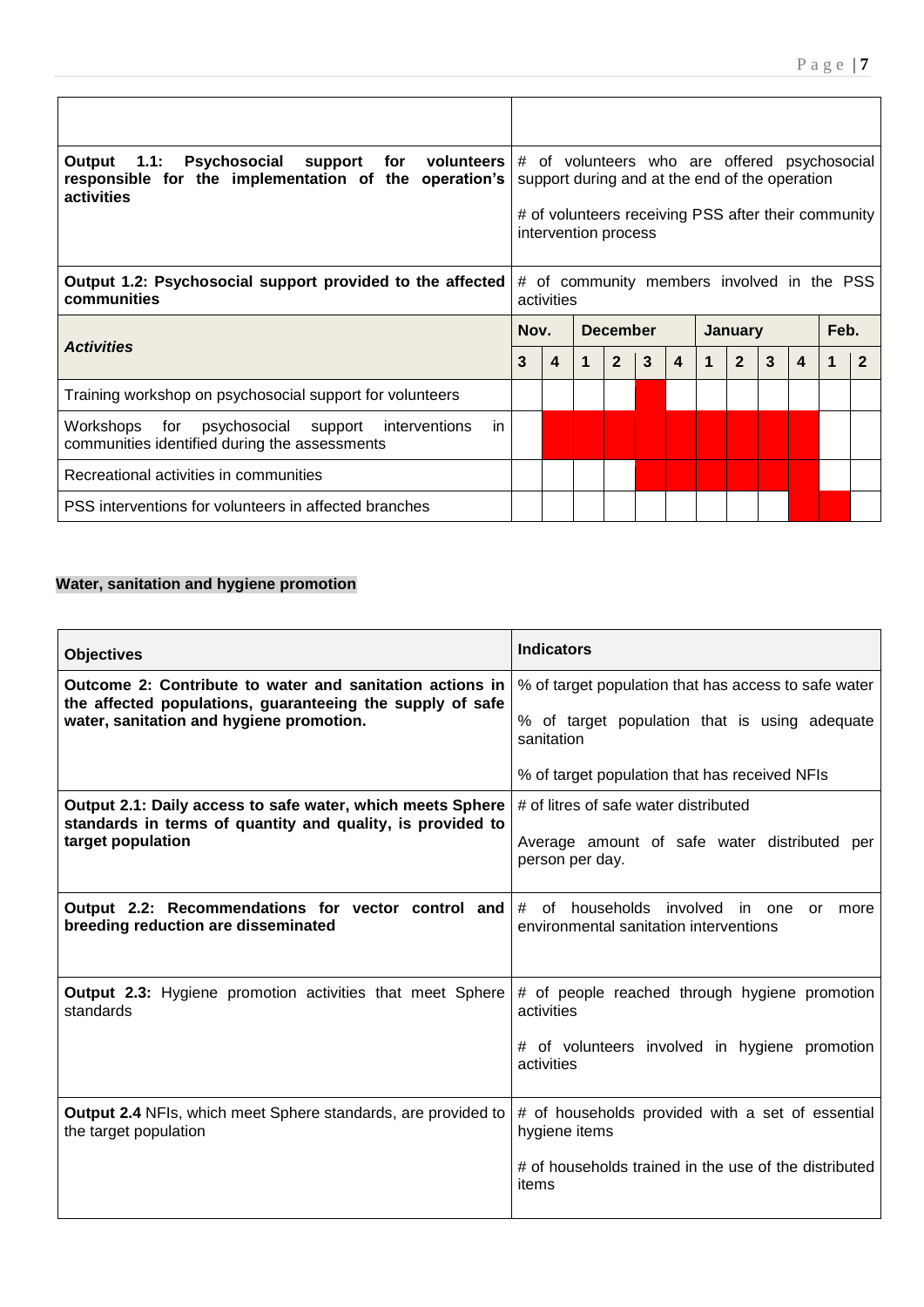| | | | | | | | | | | | | |
|---|---|---|---|---|---|---|---|---|---|---|---|---|
| | | | | | | | | | | | | |
| **Output 1.1: Psychosocial support for volunteers responsible for the implementation of the operation's activities** | # of volunteers who are offered psychosocial support during and at the end of the operation<br><br># of volunteers receiving PSS after their community intervention process | | | | | | | | | | | |
| **Output 1.2: Psychosocial support provided to the affected communities** | # of community members involved in the PSS activities | | | | | | | | | | | |
| ***Activities*** | **Nov.** | | **December** | | | | **January** | | | | **Feb.** | |
| | **3** | **4** | **1** | **2** | **3** | **4** | **1** | **2** | **3** | **4** | **1** | **2** |
| Training workshop on psychosocial support for volunteers | | | | | X | | | | | | | |
| Workshops for psychosocial support interventions in communities identified during the assessments | | X | X | X | X | X | X | X | X | X | | |
| Recreational activities in communities | | | | | X | X | X | X | X | X | | |
| PSS interventions for volunteers in affected branches | | | | | | | | | | X | X | |

**Water, sanitation and hygiene promotion**

| **Objectives** | **Indicators** |
|---|---|
| **Outcome 2: Contribute to water and sanitation actions in the affected populations, guaranteeing the supply of safe water, sanitation and hygiene promotion.** | % of target population that has access to safe water<br><br>% of target population that is using adequate sanitation<br><br>% of target population that has received NFIs |
| **Output 2.1: Daily access to safe water, which meets Sphere standards in terms of quantity and quality, is provided to target population** | # of litres of safe water distributed<br><br>Average amount of safe water distributed per person per day. |
| **Output 2.2: Recommendations for vector control and breeding reduction are disseminated** | # of households involved in one or more environmental sanitation interventions |
| **Output 2.3:** Hygiene promotion activities that meet Sphere standards | # of people reached through hygiene promotion activities<br><br># of volunteers involved in hygiene promotion activities |
| **Output 2.4** NFIs, which meet Sphere standards, are provided to the target population | # of households provided with a set of essential hygiene items<br><br># of households trained in the use of the distributed items |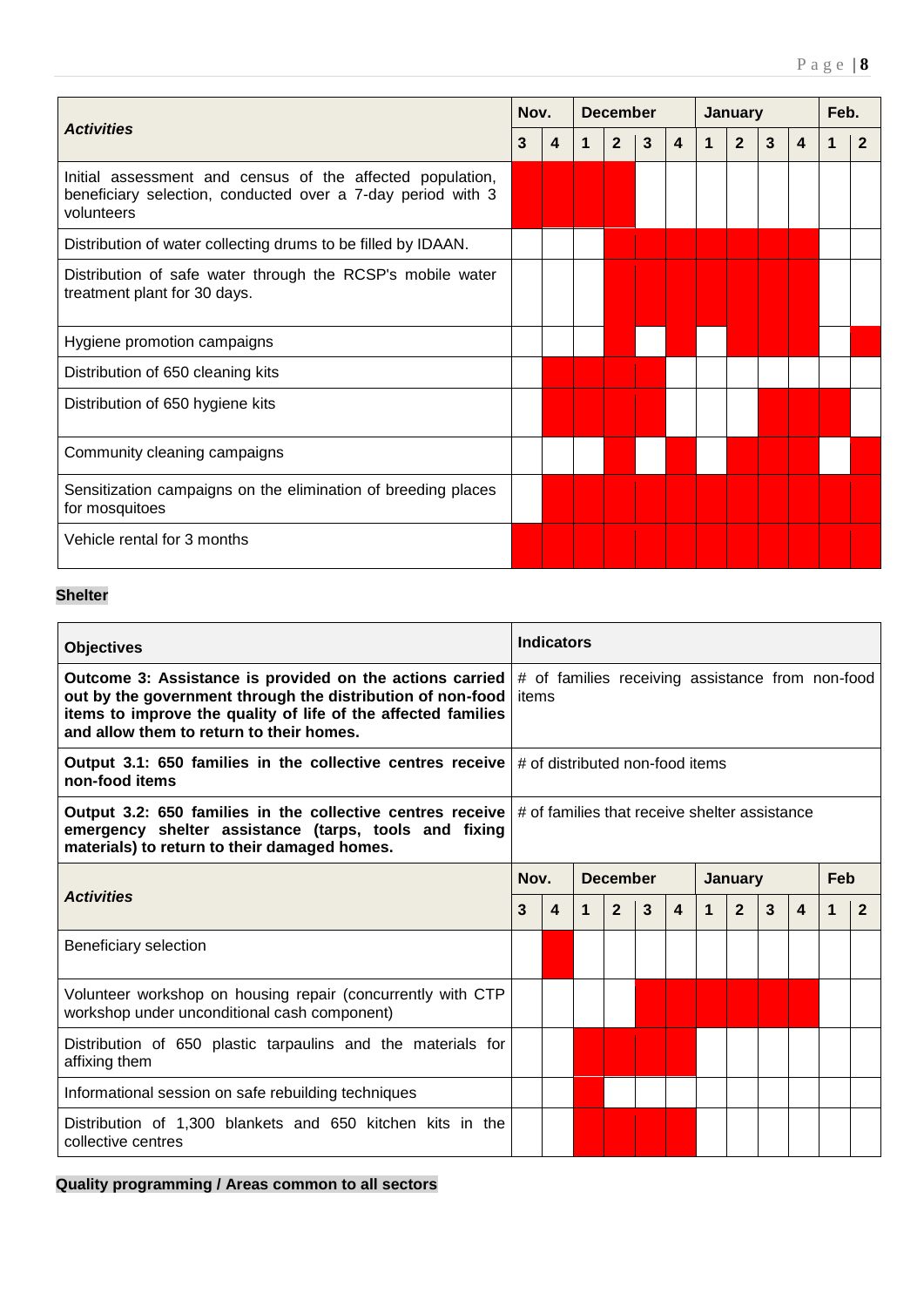| Activities | Nov. | | December | | | | January | | | | Feb. | |
|---|---|---|---|---|---|---|---|---|---|---|---|---|
| | 3 | 4 | 1 | 2 | 3 | 4 | 1 | 2 | 3 | 4 | 1 | 2 |
| Initial assessment and census of the affected population, beneficiary selection, conducted over a 7-day period with 3 volunteers | X | X | X | X | | | | | | | | |
| Distribution of water collecting drums to be filled by IDAAN. | | | | X | X | X | X | X | X | X | | |
| Distribution of safe water through the RCSP's mobile water treatment plant for 30 days. | | | | X | X | X | X | X | X | X | | |
| Hygiene promotion campaigns | | | | X | | X | | X | X | X | | X |
| Distribution of 650 cleaning kits | | X | X | X | X | | | | | | | |
| Distribution of 650 hygiene kits | | X | X | X | X | | | | X | X | X | |
| Community cleaning campaigns | | | | X | | X | | X | X | X | | X |
| Sensitization campaigns on the elimination of breeding places for mosquitoes | | X | X | X | X | X | X | X | X | X | X | X |
| Vehicle rental for 3 months | X | X | X | X | X | X | X | X | X | X | X | X |

**Shelter**

| Objectives | Indicators |
|---|---|
| **Outcome 3: Assistance is provided on the actions carried out by the government through the distribution of non-food items to improve the quality of life of the affected families and allow them to return to their homes.** | # of families receiving assistance from non-food items |
| **Output 3.1: 650 families in the collective centres receive non-food items** | # of distributed non-food items |
| **Output 3.2: 650 families in the collective centres receive emergency shelter assistance (tarps, tools and fixing materials) to return to their damaged homes.** | # of families that receive shelter assistance |

| Activities | Nov. | | December | | | | January | | | | Feb | |
|---|---|---|---|---|---|---|---|---|---|---|---|---|
| | 3 | 4 | 1 | 2 | 3 | 4 | 1 | 2 | 3 | 4 | 1 | 2 |
| Beneficiary selection | | X | | | | | | | | | | |
| Volunteer workshop on housing repair (concurrently with CTP workshop under unconditional cash component) | | | | | X | X | X | X | X | X | | |
| Distribution of 650 plastic tarpaulins and the materials for affixing them | | | X | X | X | X | | | | | | |
| Informational session on safe rebuilding techniques | | | X | | | | | | | | | |
| Distribution of 1,300 blankets and 650 kitchen kits in the collective centres | | | X | X | X | X | | | | | | |

**Quality programming / Areas common to all sectors**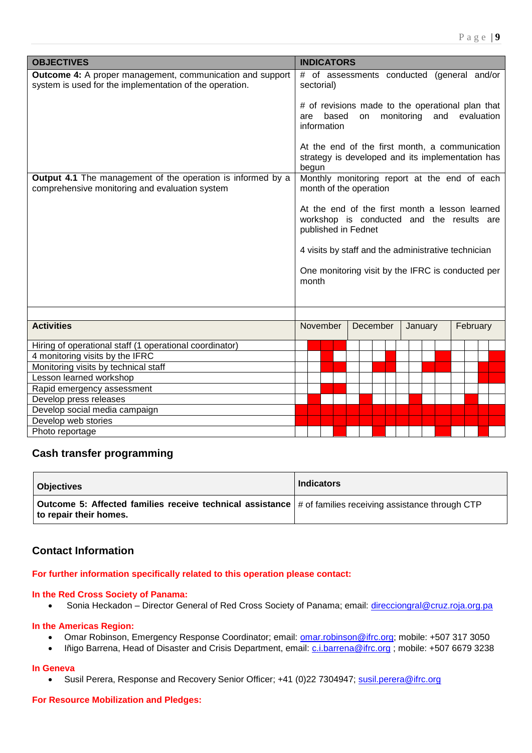| OBJECTIVES | INDICATORS |
|---|---|
| **Outcome 4:** A proper management, communication and support system is used for the implementation of the operation. | # of assessments conducted (general and/or sectorial)<br><br># of revisions made to the operational plan that are based on monitoring and evaluation information<br><br>At the end of the first month, a communication strategy is developed and its implementation has begun |
| **Output 4.1** The management of the operation is informed by a comprehensive monitoring and evaluation system | Monthly monitoring report at the end of each month of the operation<br><br>At the end of the first month a lesson learned workshop is conducted and the results are published in Fednet<br><br>4 visits by staff and the administrative technician<br><br>One monitoring visit by the IFRC is conducted per month |

| Activities | November | | | | December | | | | January | | | | February | | | |
|---|---|---|---|---|---|---|---|---|---|---|---|---|---|---|---|---|
| Hiring of operational staff (1 operational coordinator) | | X | X | X | | | | | | | | | | | | |
| 4 monitoring visits by the IFRC | | | X | | | | | X | | | | X | | | | X |
| Monitoring visits by technical staff | | | X | X | | | X | X | | | X | X | | | X | X |
| Lesson learned workshop | | | | | | | | | | | | | | | X | X |
| Rapid emergency assessment | | | X | X | | | | | | | | | | | | |
| Develop press releases | | X | | | | X | | | | X | | | | X | | |
| Develop social media campaign | X | X | X | X | X | X | X | X | X | X | X | X | X | X | X | X |
| Develop web stories | X | X | X | X | X | X | X | X | X | X | X | X | X | X | X | X |
| Photo reportage | | | | X | | | X | | | | | X | | | X | |

## Cash transfer programming

| Objectives | Indicators |
|---|---|
| **Outcome 5: Affected families receive technical assistance to repair their homes.** | # of families receiving assistance through CTP |

## Contact Information

**For further information specifically related to this operation please contact:**

**In the Red Cross Society of Panama:**

- Sonia Heckadon – Director General of Red Cross Society of Panama; email: direcciongral@cruz.roja.org.pa

**In the Americas Region:**

- Omar Robinson, Emergency Response Coordinator; email: omar.robinson@ifrc.org; mobile: +507 317 3050
- Iñigo Barrena, Head of Disaster and Crisis Department, email: c.i.barrena@ifrc.org ; mobile: +507 6679 3238

**In Geneva**

- Susil Perera, Response and Recovery Senior Officer; +41 (0)22 7304947; susil.perera@ifrc.org

**For Resource Mobilization and Pledges:**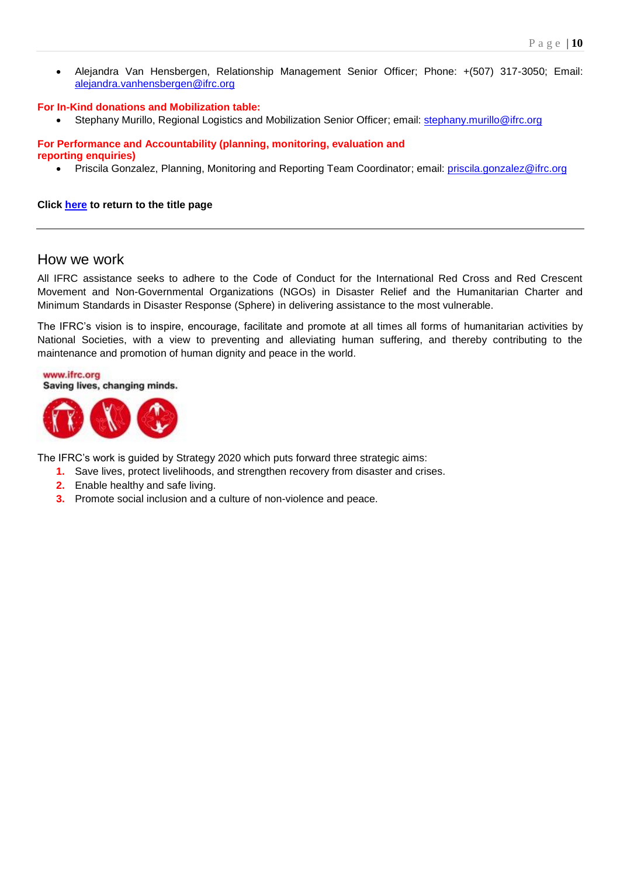- Alejandra Van Hensbergen, Relationship Management Senior Officer; Phone: +(507) 317-3050; Email: alejandra.vanhensbergen@ifrc.org

**For In-Kind donations and Mobilization table:**

- Stephany Murillo, Regional Logistics and Mobilization Senior Officer; email: stephany.murillo@ifrc.org

**For Performance and Accountability (planning, monitoring, evaluation and reporting enquiries)**

- Priscila Gonzalez, Planning, Monitoring and Reporting Team Coordinator; email: priscila.gonzalez@ifrc.org

**Click here to return to the title page**

---

## How we work

All IFRC assistance seeks to adhere to the Code of Conduct for the International Red Cross and Red Crescent Movement and Non-Governmental Organizations (NGOs) in Disaster Relief and the Humanitarian Charter and Minimum Standards in Disaster Response (Sphere) in delivering assistance to the most vulnerable.

The IFRC's vision is to inspire, encourage, facilitate and promote at all times all forms of humanitarian activities by National Societies, with a view to preventing and alleviating human suffering, and thereby contributing to the maintenance and promotion of human dignity and peace in the world.

www.ifrc.org
**Saving lives, changing minds.**

The IFRC's work is guided by Strategy 2020 which puts forward three strategic aims:

1. Save lives, protect livelihoods, and strengthen recovery from disaster and crises.
2. Enable healthy and safe living.
3. Promote social inclusion and a culture of non-violence and peace.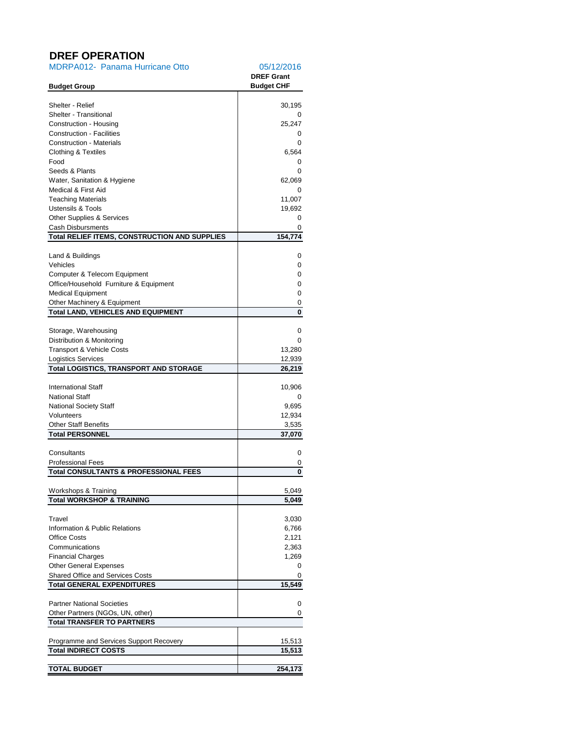# DREF OPERATION

MDRPA012- Panama Hurricane Otto | 05/12/2016

| Budget Group | DREF Grant Budget CHF |
|---|---|
| Shelter - Relief | 30,195 |
| Shelter - Transitional | 0 |
| Construction - Housing | 25,247 |
| Construction - Facilities | 0 |
| Construction - Materials | 0 |
| Clothing & Textiles | 6,564 |
| Food | 0 |
| Seeds & Plants | 0 |
| Water, Sanitation & Hygiene | 62,069 |
| Medical & First Aid | 0 |
| Teaching Materials | 11,007 |
| Ustensils & Tools | 19,692 |
| Other Supplies & Services | 0 |
| Cash Disbursments | 0 |
| **Total RELIEF ITEMS, CONSTRUCTION AND SUPPLIES** | **154,774** |
| Land & Buildings | 0 |
| Vehicles | 0 |
| Computer & Telecom Equipment | 0 |
| Office/Household Furniture & Equipment | 0 |
| Medical Equipment | 0 |
| Other Machinery & Equipment | 0 |
| **Total LAND, VEHICLES AND EQUIPMENT** | **0** |
| Storage, Warehousing | 0 |
| Distribution & Monitoring | 0 |
| Transport & Vehicle Costs | 13,280 |
| Logistics Services | 12,939 |
| **Total LOGISTICS, TRANSPORT AND STORAGE** | **26,219** |
| International Staff | 10,906 |
| National Staff | 0 |
| National Society Staff | 9,695 |
| Volunteers | 12,934 |
| Other Staff Benefits | 3,535 |
| **Total PERSONNEL** | **37,070** |
| Consultants | 0 |
| Professional Fees | 0 |
| **Total CONSULTANTS & PROFESSIONAL FEES** | **0** |
| Workshops & Training | 5,049 |
| **Total WORKSHOP & TRAINING** | **5,049** |
| Travel | 3,030 |
| Information & Public Relations | 6,766 |
| Office Costs | 2,121 |
| Communications | 2,363 |
| Financial Charges | 1,269 |
| Other General Expenses | 0 |
| Shared Office and Services Costs | 0 |
| **Total GENERAL EXPENDITURES** | **15,549** |
| Partner National Societies | 0 |
| Other Partners (NGOs, UN, other) | 0 |
| **Total TRANSFER TO PARTNERS** | |
| Programme and Services Support Recovery | 15,513 |
| **Total INDIRECT COSTS** | **15,513** |
| **TOTAL BUDGET** | **254,173** |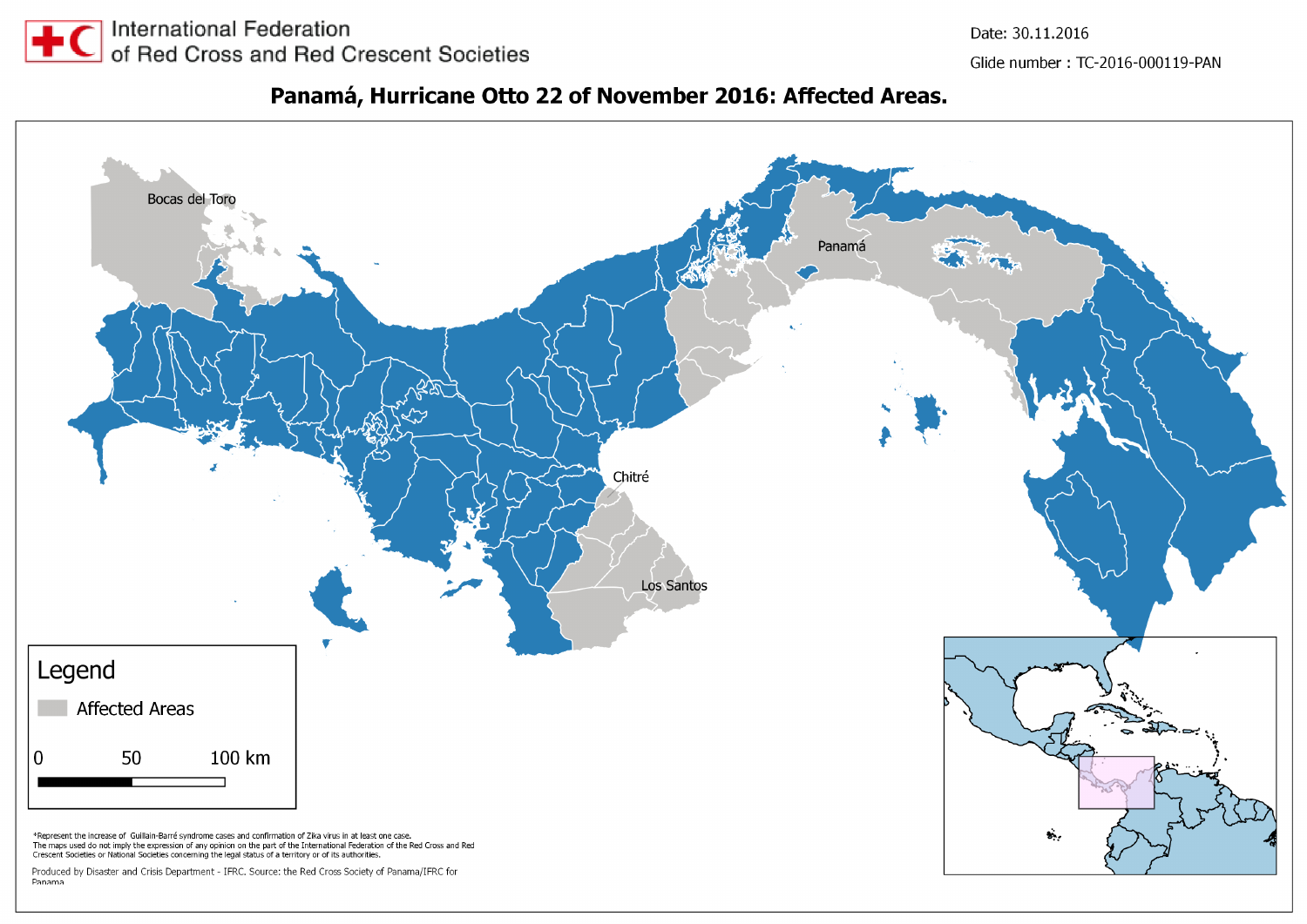International Federation of Red Cross and Red Crescent Societies

Date: 30.11.2016

Glide number : TC-2016-000119-PAN

# Panamá, Hurricane Otto 22 of November 2016: Affected Areas.

Bocas del Toro

Panamá

Chitré

Los Santos

Legend

Affected Areas

0 50 100 km

*Represent the increase of Guillain-Barré syndrome cases and confirmation of Zika virus in at least one case.
The maps used do not imply the expression of any opinion on the part of the International Federation of the Red Cross and Red Crescent Societies or National Societies concerning the legal status of a territory or of its authorities.

Produced by Disaster and Crisis Department - IFRC. Source: the Red Cross Society of Panama/IFRC for Panama